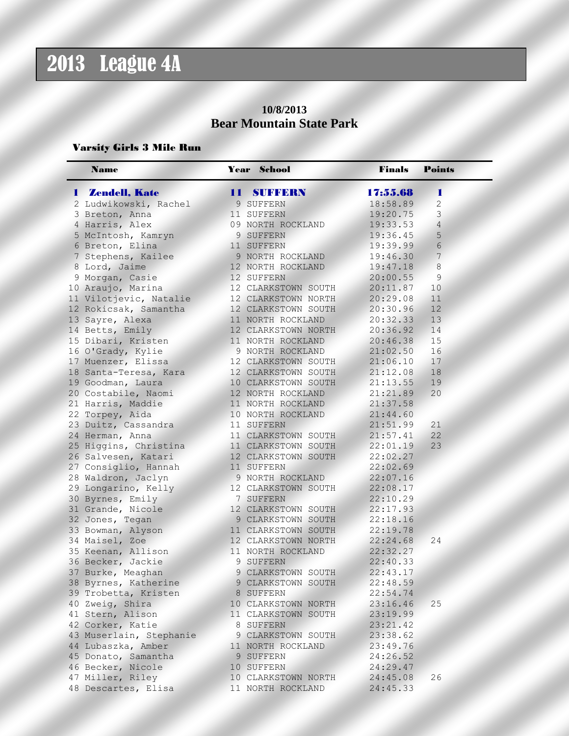# 2013 League 4A

**10/8/2013**
**Bear Mountain State Park**

### Varsity Girls 3 Mile Run

| | Name | Year | School | Finals | Points |
|---|---|---|---|---|---|
| **1** | **Zendell, Kate** | **11** | **SUFFERN** | **17:55.68** | **1** |
| 2 | Ludwikowski, Rachel | 9 | SUFFERN | 18:58.89 | 2 |
| 3 | Breton, Anna | 11 | SUFFERN | 19:20.75 | 3 |
| 4 | Harris, Alex | 09 | NORTH ROCKLAND | 19:33.53 | 4 |
| 5 | McIntosh, Kamryn | 9 | SUFFERN | 19:36.45 | 5 |
| 6 | Breton, Elina | 11 | SUFFERN | 19:39.99 | 6 |
| 7 | Stephens, Kailee | 9 | NORTH ROCKLAND | 19:46.30 | 7 |
| 8 | Lord, Jaime | 12 | NORTH ROCKLAND | 19:47.18 | 8 |
| 9 | Morgan, Casie | 12 | SUFFERN | 20:00.55 | 9 |
| 10 | Araujo, Marina | 12 | CLARKSTOWN SOUTH | 20:11.87 | 10 |
| 11 | Vilotjevic, Natalie | 12 | CLARKSTOWN NORTH | 20:29.08 | 11 |
| 12 | Rokicsak, Samantha | 12 | CLARKSTOWN SOUTH | 20:30.96 | 12 |
| 13 | Sayre, Alexa | 11 | NORTH ROCKLAND | 20:32.33 | 13 |
| 14 | Betts, Emily | 12 | CLARKSTOWN NORTH | 20:36.92 | 14 |
| 15 | Dibari, Kristen | 11 | NORTH ROCKLAND | 20:46.38 | 15 |
| 16 | O'Grady, Kylie | 9 | NORTH ROCKLAND | 21:02.50 | 16 |
| 17 | Muenzer, Elissa | 12 | CLARKSTOWN SOUTH | 21:06.10 | 17 |
| 18 | Santa-Teresa, Kara | 12 | CLARKSTOWN SOUTH | 21:12.08 | 18 |
| 19 | Goodman, Laura | 10 | CLARKSTOWN SOUTH | 21:13.55 | 19 |
| 20 | Costabile, Naomi | 12 | NORTH ROCKLAND | 21:21.89 | 20 |
| 21 | Harris, Maddie | 11 | NORTH ROCKLAND | 21:37.58 | |
| 22 | Torpey, Aida | 10 | NORTH ROCKLAND | 21:44.60 | |
| 23 | Duitz, Cassandra | 11 | SUFFERN | 21:51.99 | 21 |
| 24 | Herman, Anna | 11 | CLARKSTOWN SOUTH | 21:57.41 | 22 |
| 25 | Higgins, Christina | 11 | CLARKSTOWN SOUTH | 22:01.19 | 23 |
| 26 | Salvesen, Katari | 12 | CLARKSTOWN SOUTH | 22:02.27 | |
| 27 | Consiglio, Hannah | 11 | SUFFERN | 22:02.69 | |
| 28 | Waldron, Jaclyn | 9 | NORTH ROCKLAND | 22:07.16 | |
| 29 | Longarino, Kelly | 12 | CLARKSTOWN SOUTH | 22:08.17 | |
| 30 | Byrnes, Emily | 7 | SUFFERN | 22:10.29 | |
| 31 | Grande, Nicole | 12 | CLARKSTOWN SOUTH | 22:17.93 | |
| 32 | Jones, Tegan | 9 | CLARKSTOWN SOUTH | 22:18.16 | |
| 33 | Bowman, Alyson | 11 | CLARKSTOWN SOUTH | 22:19.78 | |
| 34 | Maisel, Zoe | 12 | CLARKSTOWN NORTH | 22:24.68 | 24 |
| 35 | Keenan, Allison | 11 | NORTH ROCKLAND | 22:32.27 | |
| 36 | Becker, Jackie | 9 | SUFFERN | 22:40.33 | |
| 37 | Burke, Meaghan | 9 | CLARKSTOWN SOUTH | 22:43.17 | |
| 38 | Byrnes, Katherine | 9 | CLARKSTOWN SOUTH | 22:48.59 | |
| 39 | Trobetta, Kristen | 8 | SUFFERN | 22:54.74 | |
| 40 | Zweig, Shira | 10 | CLARKSTOWN NORTH | 23:16.46 | 25 |
| 41 | Stern, Alison | 11 | CLARKSTOWN SOUTH | 23:19.99 | |
| 42 | Corker, Katie | 8 | SUFFERN | 23:21.42 | |
| 43 | Muserlain, Stephanie | 9 | CLARKSTOWN SOUTH | 23:38.62 | |
| 44 | Lubaszka, Amber | 11 | NORTH ROCKLAND | 23:49.76 | |
| 45 | Donato, Samantha | 9 | SUFFERN | 24:26.52 | |
| 46 | Becker, Nicole | 10 | SUFFERN | 24:29.47 | |
| 47 | Miller, Riley | 10 | CLARKSTOWN NORTH | 24:45.08 | 26 |
| 48 | Descartes, Elisa | 11 | NORTH ROCKLAND | 24:45.33 | |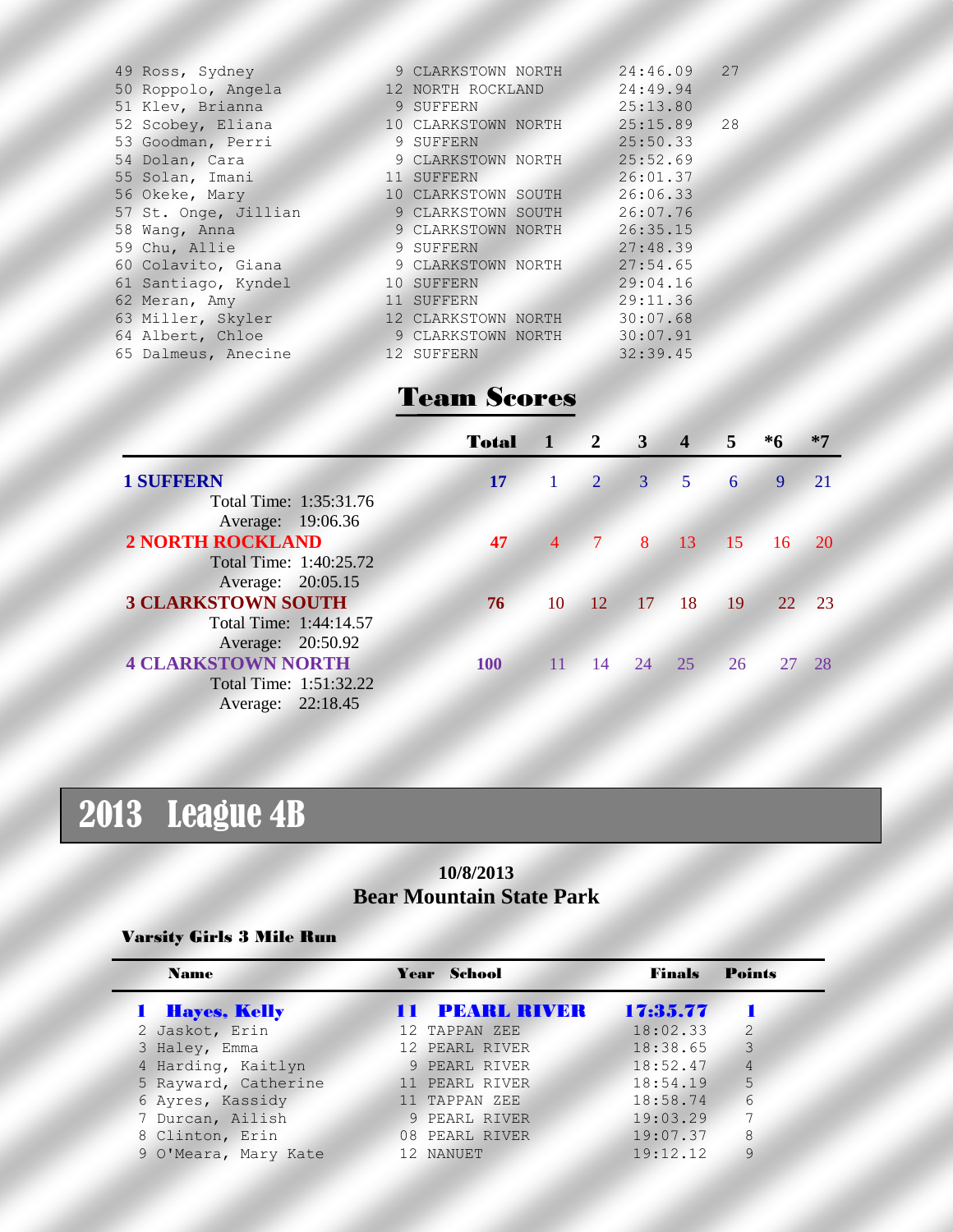| Place | Name | Year | School | Finals | Points |
|---|---|---|---|---|---|
| 49 | Ross, Sydney | 9 | CLARKSTOWN NORTH | 24:46.09 | 27 |
| 50 | Roppolo, Angela | 12 | NORTH ROCKLAND | 24:49.94 | |
| 51 | Klev, Brianna | 9 | SUFFERN | 25:13.80 | |
| 52 | Scobey, Eliana | 10 | CLARKSTOWN NORTH | 25:15.89 | 28 |
| 53 | Goodman, Perri | 9 | SUFFERN | 25:50.33 | |
| 54 | Dolan, Cara | 9 | CLARKSTOWN NORTH | 25:52.69 | |
| 55 | Solan, Imani | 11 | SUFFERN | 26:01.37 | |
| 56 | Okeke, Mary | 10 | CLARKSTOWN SOUTH | 26:06.33 | |
| 57 | St. Onge, Jillian | 9 | CLARKSTOWN SOUTH | 26:07.76 | |
| 58 | Wang, Anna | 9 | CLARKSTOWN NORTH | 26:35.15 | |
| 59 | Chu, Allie | 9 | SUFFERN | 27:48.39 | |
| 60 | Colavito, Giana | 9 | CLARKSTOWN NORTH | 27:54.65 | |
| 61 | Santiago, Kyndel | 10 | SUFFERN | 29:04.16 | |
| 62 | Meran, Amy | 11 | SUFFERN | 29:11.36 | |
| 63 | Miller, Skyler | 12 | CLARKSTOWN NORTH | 30:07.68 | |
| 64 | Albert, Chloe | 9 | CLARKSTOWN NORTH | 30:07.91 | |
| 65 | Dalmeus, Anecine | 12 | SUFFERN | 32:39.45 | |

## Team Scores

| Team | Total | 1 | 2 | 3 | 4 | 5 | *6 | *7 |
|---|---|---|---|---|---|---|---|---|
| **1 SUFFERN** | 17 | 1 | 2 | 3 | 5 | 6 | 9 | 21 |
| Total Time: 1:35:31.76 / Average: 19:06.36 | | | | | | | | |
| **2 NORTH ROCKLAND** | 47 | 4 | 7 | 8 | 13 | 15 | 16 | 20 |
| Total Time: 1:40:25.72 / Average: 20:05.15 | | | | | | | | |
| **3 CLARKSTOWN SOUTH** | 76 | 10 | 12 | 17 | 18 | 19 | 22 | 23 |
| Total Time: 1:44:14.57 / Average: 20:50.92 | | | | | | | | |
| **4 CLARKSTOWN NORTH** | 100 | 11 | 14 | 24 | 25 | 26 | 27 | 28 |
| Total Time: 1:51:32.22 / Average: 22:18.45 | | | | | | | | |

# 2013 League 4B

**10/8/2013**
**Bear Mountain State Park**

### Varsity Girls 3 Mile Run

| Place | Name | Year | School | Finals | Points |
|---|---|---|---|---|---|
| **1** | **Hayes, Kelly** | **11** | **PEARL RIVER** | **17:35.77** | **1** |
| 2 | Jaskot, Erin | 12 | TAPPAN ZEE | 18:02.33 | 2 |
| 3 | Haley, Emma | 12 | PEARL RIVER | 18:38.65 | 3 |
| 4 | Harding, Kaitlyn | 9 | PEARL RIVER | 18:52.47 | 4 |
| 5 | Rayward, Catherine | 11 | PEARL RIVER | 18:54.19 | 5 |
| 6 | Ayres, Kassidy | 11 | TAPPAN ZEE | 18:58.74 | 6 |
| 7 | Durcan, Ailish | 9 | PEARL RIVER | 19:03.29 | 7 |
| 8 | Clinton, Erin | 08 | PEARL RIVER | 19:07.37 | 8 |
| 9 | O'Meara, Mary Kate | 12 | NANUET | 19:12.12 | 9 |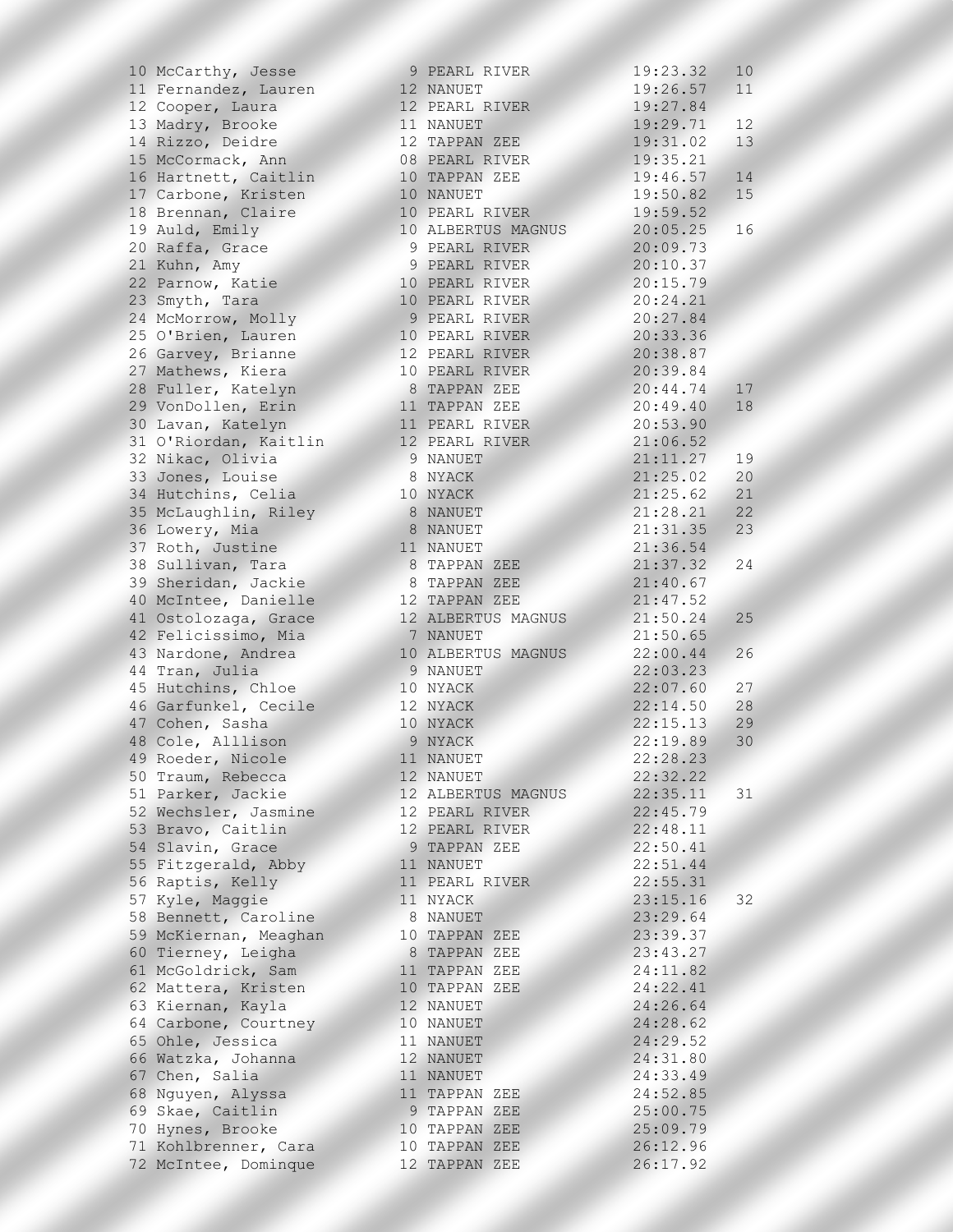| Place | Name | Year | School | Time | Points |
|---|---|---|---|---|---|
| 10 | McCarthy, Jesse | 9 | PEARL RIVER | 19:23.32 | 10 |
| 11 | Fernandez, Lauren | 12 | NANUET | 19:26.57 | 11 |
| 12 | Cooper, Laura | 12 | PEARL RIVER | 19:27.84 | |
| 13 | Madry, Brooke | 11 | NANUET | 19:29.71 | 12 |
| 14 | Rizzo, Deidre | 12 | TAPPAN ZEE | 19:31.02 | 13 |
| 15 | McCormack, Ann | 08 | PEARL RIVER | 19:35.21 | |
| 16 | Hartnett, Caitlin | 10 | TAPPAN ZEE | 19:46.57 | 14 |
| 17 | Carbone, Kristen | 10 | NANUET | 19:50.82 | 15 |
| 18 | Brennan, Claire | 10 | PEARL RIVER | 19:59.52 | |
| 19 | Auld, Emily | 10 | ALBERTUS MAGNUS | 20:05.25 | 16 |
| 20 | Raffa, Grace | 9 | PEARL RIVER | 20:09.73 | |
| 21 | Kuhn, Amy | 9 | PEARL RIVER | 20:10.37 | |
| 22 | Parnow, Katie | 10 | PEARL RIVER | 20:15.79 | |
| 23 | Smyth, Tara | 10 | PEARL RIVER | 20:24.21 | |
| 24 | McMorrow, Molly | 9 | PEARL RIVER | 20:27.84 | |
| 25 | O'Brien, Lauren | 10 | PEARL RIVER | 20:33.36 | |
| 26 | Garvey, Brianne | 12 | PEARL RIVER | 20:38.87 | |
| 27 | Mathews, Kiera | 10 | PEARL RIVER | 20:39.84 | |
| 28 | Fuller, Katelyn | 8 | TAPPAN ZEE | 20:44.74 | 17 |
| 29 | VonDollen, Erin | 11 | TAPPAN ZEE | 20:49.40 | 18 |
| 30 | Lavan, Katelyn | 11 | PEARL RIVER | 20:53.90 | |
| 31 | O'Riordan, Kaitlin | 12 | PEARL RIVER | 21:06.52 | |
| 32 | Nikac, Olivia | 9 | NANUET | 21:11.27 | 19 |
| 33 | Jones, Louise | 8 | NYACK | 21:25.02 | 20 |
| 34 | Hutchins, Celia | 10 | NYACK | 21:25.62 | 21 |
| 35 | McLaughlin, Riley | 8 | NANUET | 21:28.21 | 22 |
| 36 | Lowery, Mia | 8 | NANUET | 21:31.35 | 23 |
| 37 | Roth, Justine | 11 | NANUET | 21:36.54 | |
| 38 | Sullivan, Tara | 8 | TAPPAN ZEE | 21:37.32 | 24 |
| 39 | Sheridan, Jackie | 8 | TAPPAN ZEE | 21:40.67 | |
| 40 | McIntee, Danielle | 12 | TAPPAN ZEE | 21:47.52 | |
| 41 | Ostolozaga, Grace | 12 | ALBERTUS MAGNUS | 21:50.24 | 25 |
| 42 | Felicissimo, Mia | 7 | NANUET | 21:50.65 | |
| 43 | Nardone, Andrea | 10 | ALBERTUS MAGNUS | 22:00.44 | 26 |
| 44 | Tran, Julia | 9 | NANUET | 22:03.23 | |
| 45 | Hutchins, Chloe | 10 | NYACK | 22:07.60 | 27 |
| 46 | Garfunkel, Cecile | 12 | NYACK | 22:14.50 | 28 |
| 47 | Cohen, Sasha | 10 | NYACK | 22:15.13 | 29 |
| 48 | Cole, Alllison | 9 | NYACK | 22:19.89 | 30 |
| 49 | Roeder, Nicole | 11 | NANUET | 22:28.23 | |
| 50 | Traum, Rebecca | 12 | NANUET | 22:32.22 | |
| 51 | Parker, Jackie | 12 | ALBERTUS MAGNUS | 22:35.11 | 31 |
| 52 | Wechsler, Jasmine | 12 | PEARL RIVER | 22:45.79 | |
| 53 | Bravo, Caitlin | 12 | PEARL RIVER | 22:48.11 | |
| 54 | Slavin, Grace | 9 | TAPPAN ZEE | 22:50.41 | |
| 55 | Fitzgerald, Abby | 11 | NANUET | 22:51.44 | |
| 56 | Raptis, Kelly | 11 | PEARL RIVER | 22:55.31 | |
| 57 | Kyle, Maggie | 11 | NYACK | 23:15.16 | 32 |
| 58 | Bennett, Caroline | 8 | NANUET | 23:29.64 | |
| 59 | McKiernan, Meaghan | 10 | TAPPAN ZEE | 23:39.37 | |
| 60 | Tierney, Leigha | 8 | TAPPAN ZEE | 23:43.27 | |
| 61 | McGoldrick, Sam | 11 | TAPPAN ZEE | 24:11.82 | |
| 62 | Mattera, Kristen | 10 | TAPPAN ZEE | 24:22.41 | |
| 63 | Kiernan, Kayla | 12 | NANUET | 24:26.64 | |
| 64 | Carbone, Courtney | 10 | NANUET | 24:28.62 | |
| 65 | Ohle, Jessica | 11 | NANUET | 24:29.52 | |
| 66 | Watzka, Johanna | 12 | NANUET | 24:31.80 | |
| 67 | Chen, Salia | 11 | NANUET | 24:33.49 | |
| 68 | Nguyen, Alyssa | 11 | TAPPAN ZEE | 24:52.85 | |
| 69 | Skae, Caitlin | 9 | TAPPAN ZEE | 25:00.75 | |
| 70 | Hynes, Brooke | 10 | TAPPAN ZEE | 25:09.79 | |
| 71 | Kohlbrenner, Cara | 10 | TAPPAN ZEE | 26:12.96 | |
| 72 | McIntee, Dominque | 12 | TAPPAN ZEE | 26:17.92 | |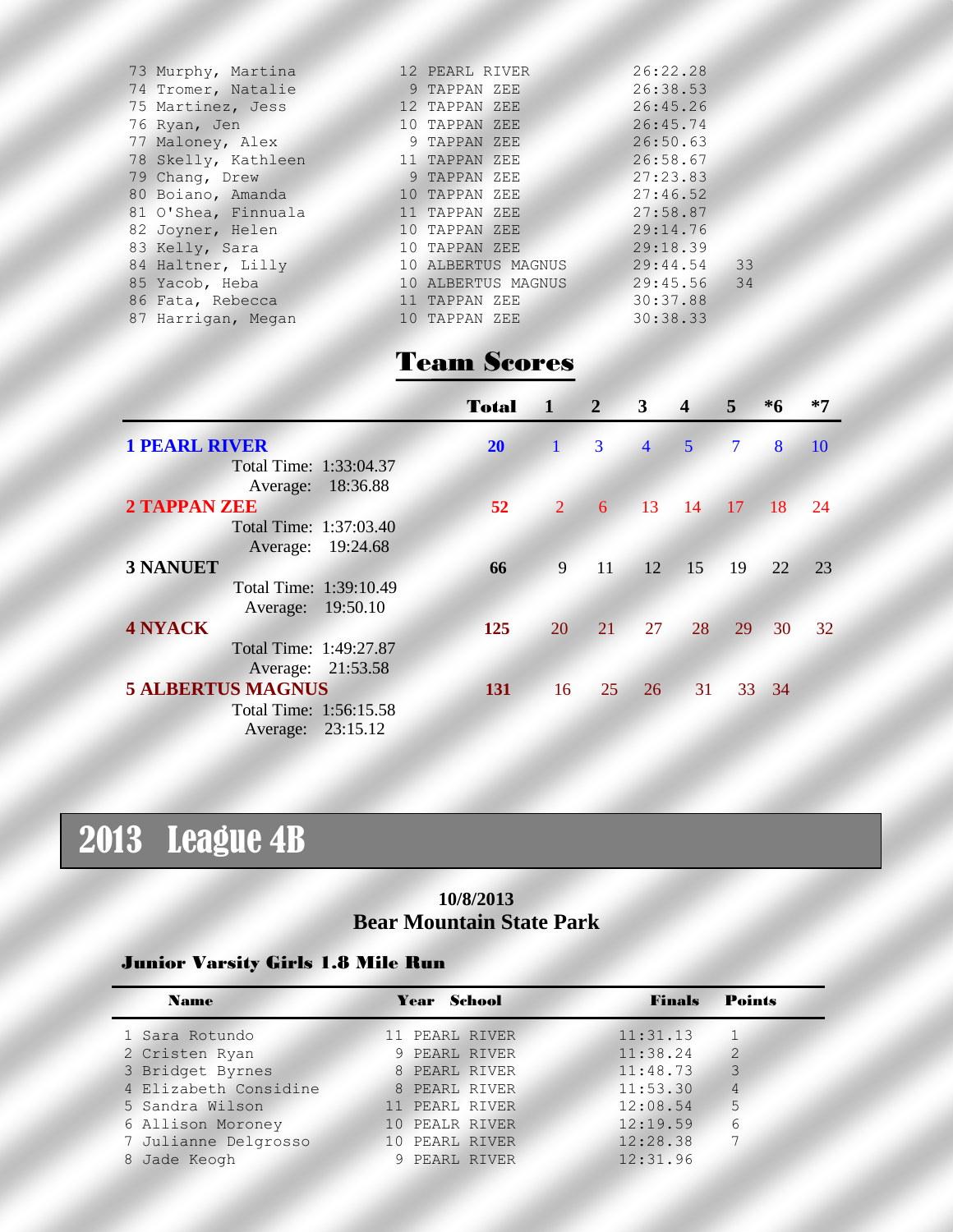| | Name | Year | School | Finals | Points |
|---|---|---|---|---|---|
| 73 | Murphy, Martina | 12 | PEARL RIVER | 26:22.28 | |
| 74 | Tromer, Natalie | 9 | TAPPAN ZEE | 26:38.53 | |
| 75 | Martinez, Jess | 12 | TAPPAN ZEE | 26:45.26 | |
| 76 | Ryan, Jen | 10 | TAPPAN ZEE | 26:45.74 | |
| 77 | Maloney, Alex | 9 | TAPPAN ZEE | 26:50.63 | |
| 78 | Skelly, Kathleen | 11 | TAPPAN ZEE | 26:58.67 | |
| 79 | Chang, Drew | 9 | TAPPAN ZEE | 27:23.83 | |
| 80 | Boiano, Amanda | 10 | TAPPAN ZEE | 27:46.52 | |
| 81 | O'Shea, Finnuala | 11 | TAPPAN ZEE | 27:58.87 | |
| 82 | Joyner, Helen | 10 | TAPPAN ZEE | 29:14.76 | |
| 83 | Kelly, Sara | 10 | TAPPAN ZEE | 29:18.39 | |
| 84 | Haltner, Lilly | 10 | ALBERTUS MAGNUS | 29:44.54 | 33 |
| 85 | Yacob, Heba | 10 | ALBERTUS MAGNUS | 29:45.56 | 34 |
| 86 | Fata, Rebecca | 11 | TAPPAN ZEE | 30:37.88 | |
| 87 | Harrigan, Megan | 10 | TAPPAN ZEE | 30:38.33 | |

## Team Scores

| Team | Total | 1 | 2 | 3 | 4 | 5 | *6 | *7 |
|---|---|---|---|---|---|---|---|---|
| **1 PEARL RIVER** | **20** | 1 | 3 | 4 | 5 | 7 | 8 | 10 |
| Total Time: 1:33:04.37 / Average: 18:36.88 | | | | | | | | |
| **2 TAPPAN ZEE** | **52** | 2 | 6 | 13 | 14 | 17 | 18 | 24 |
| Total Time: 1:37:03.40 / Average: 19:24.68 | | | | | | | | |
| **3 NANUET** | **66** | 9 | 11 | 12 | 15 | 19 | 22 | 23 |
| Total Time: 1:39:10.49 / Average: 19:50.10 | | | | | | | | |
| **4 NYACK** | **125** | 20 | 21 | 27 | 28 | 29 | 30 | 32 |
| Total Time: 1:49:27.87 / Average: 21:53.58 | | | | | | | | |
| **5 ALBERTUS MAGNUS** | **131** | 16 | 25 | 26 | 31 | 33 | 34 | |
| Total Time: 1:56:15.58 / Average: 23:15.12 | | | | | | | | |

# 2013 League 4B

**10/8/2013**
**Bear Mountain State Park**

### Junior Varsity Girls 1.8 Mile Run

| | Name | Year | School | Finals | Points |
|---|---|---|---|---|---|
| 1 | Sara Rotundo | 11 | PEARL RIVER | 11:31.13 | 1 |
| 2 | Cristen Ryan | 9 | PEARL RIVER | 11:38.24 | 2 |
| 3 | Bridget Byrnes | 8 | PEARL RIVER | 11:48.73 | 3 |
| 4 | Elizabeth Considine | 8 | PEARL RIVER | 11:53.30 | 4 |
| 5 | Sandra Wilson | 11 | PEARL RIVER | 12:08.54 | 5 |
| 6 | Allison Moroney | 10 | PEALR RIVER | 12:19.59 | 6 |
| 7 | Julianne Delgrosso | 10 | PEARL RIVER | 12:28.38 | 7 |
| 8 | Jade Keogh | 9 | PEARL RIVER | 12:31.96 | |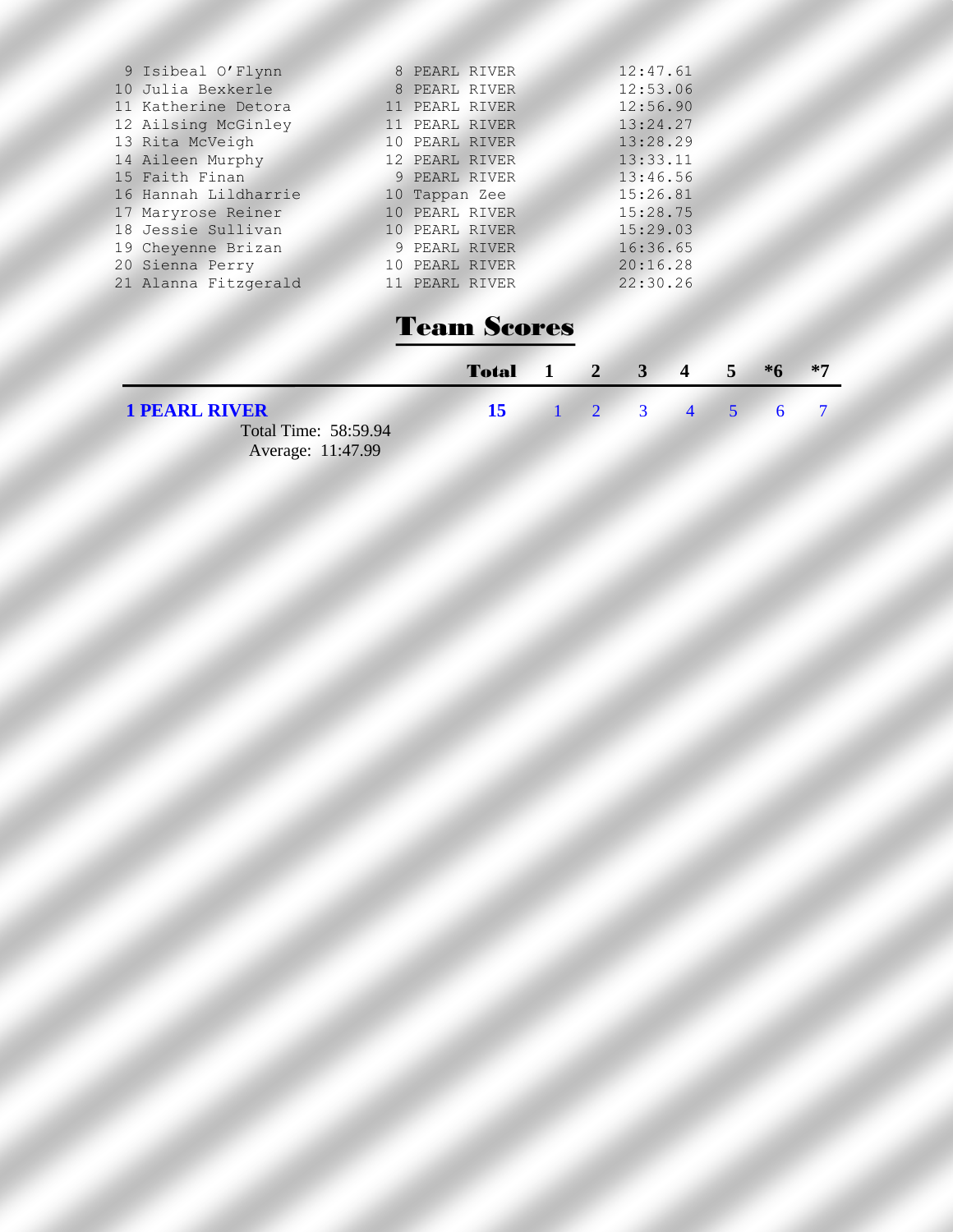| | | | | |
|---|---|---|---|---|
| 9 | Isibeal O'Flynn | 8 | PEARL RIVER | 12:47.61 |
| 10 | Julia Bexkerle | 8 | PEARL RIVER | 12:53.06 |
| 11 | Katherine Detora | 11 | PEARL RIVER | 12:56.90 |
| 12 | Ailsing McGinley | 11 | PEARL RIVER | 13:24.27 |
| 13 | Rita McVeigh | 10 | PEARL RIVER | 13:28.29 |
| 14 | Aileen Murphy | 12 | PEARL RIVER | 13:33.11 |
| 15 | Faith Finan | 9 | PEARL RIVER | 13:46.56 |
| 16 | Hannah Lildharrie | 10 | Tappan Zee | 15:26.81 |
| 17 | Maryrose Reiner | 10 | PEARL RIVER | 15:28.75 |
| 18 | Jessie Sullivan | 10 | PEARL RIVER | 15:29.03 |
| 19 | Cheyenne Brizan | 9 | PEARL RIVER | 16:36.65 |
| 20 | Sienna Perry | 10 | PEARL RIVER | 20:16.28 |
| 21 | Alanna Fitzgerald | 11 | PEARL RIVER | 22:30.26 |

## Team Scores

| | Total | 1 | 2 | 3 | 4 | 5 | *6 | *7 |
|---|---|---|---|---|---|---|---|---|
| **1 PEARL RIVER**<br>Total Time: 58:59.94<br>Average: 11:47.99 | **15** | 1 | 2 | 3 | 4 | 5 | 6 | 7 |